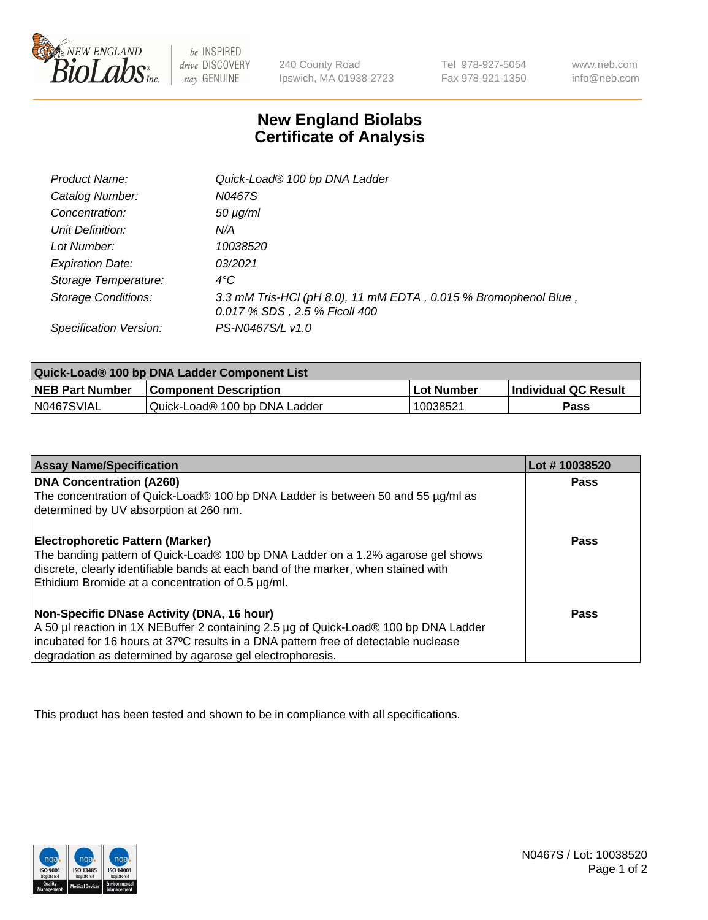New England BioLabs Inc. — be INSPIRED drive DISCOVERY stay GENUINE

240 County Road
Ipswich, MA 01938-2723

Tel 978-927-5054
Fax 978-921-1350

www.neb.com
info@neb.com

# New England Biolabs
# Certificate of Analysis

| | |
|---|---|
| *Product Name:* | *Quick-Load® 100 bp DNA Ladder* |
| *Catalog Number:* | *N0467S* |
| *Concentration:* | *50 µg/ml* |
| *Unit Definition:* | *N/A* |
| *Lot Number:* | *10038520* |
| *Expiration Date:* | *03/2021* |
| *Storage Temperature:* | *4°C* |
| *Storage Conditions:* | *3.3 mM Tris-HCl (pH 8.0), 11 mM EDTA , 0.015 % Bromophenol Blue , 0.017 % SDS , 2.5 % Ficoll 400* |
| *Specification Version:* | *PS-N0467S/L v1.0* |

| Quick-Load® 100 bp DNA Ladder Component List | | | |
|---|---|---|---|
| **NEB Part Number** | **Component Description** | **Lot Number** | **Individual QC Result** |
| N0467SVIAL | Quick-Load® 100 bp DNA Ladder | 10038521 | **Pass** |

| Assay Name/Specification | Lot # 10038520 |
|---|---|
| **DNA Concentration (A260)**<br>The concentration of Quick-Load® 100 bp DNA Ladder is between 50 and 55 µg/ml as determined by UV absorption at 260 nm. | **Pass** |
| **Electrophoretic Pattern (Marker)**<br>The banding pattern of Quick-Load® 100 bp DNA Ladder on a 1.2% agarose gel shows discrete, clearly identifiable bands at each band of the marker, when stained with Ethidium Bromide at a concentration of 0.5 µg/ml. | **Pass** |
| **Non-Specific DNase Activity (DNA, 16 hour)**<br>A 50 µl reaction in 1X NEBuffer 2 containing 2.5 µg of Quick-Load® 100 bp DNA Ladder incubated for 16 hours at 37ºC results in a DNA pattern free of detectable nuclease degradation as determined by agarose gel electrophoresis. | **Pass** |

This product has been tested and shown to be in compliance with all specifications.

N0467S / Lot: 10038520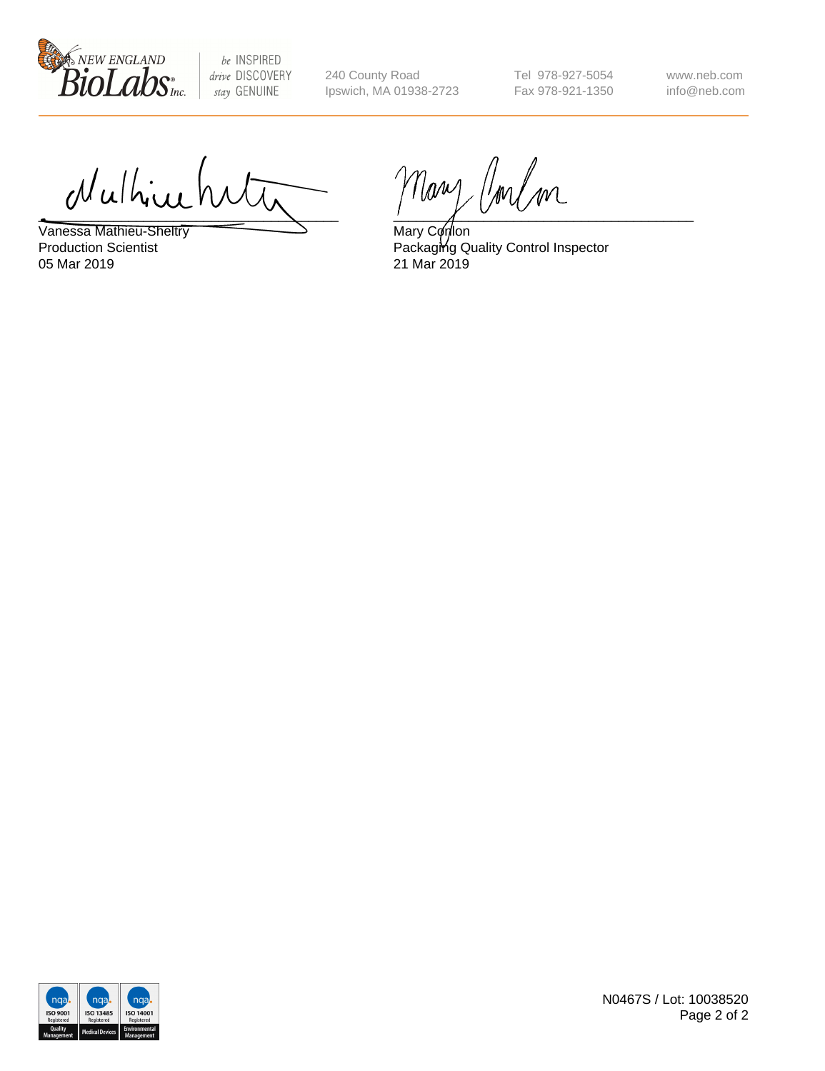NEW ENGLAND BioLabs® Inc.

be INSPIRED drive DISCOVERY stay GENUINE

240 County Road
Ipswich, MA 01938-2723

Tel 978-927-5054
Fax 978-921-1350

www.neb.com
info@neb.com

Vanessa Mathieu-Sheltry
Production Scientist
05 Mar 2019

Mary Conlon
Packaging Quality Control Inspector
21 Mar 2019

N0467S / Lot: 10038520